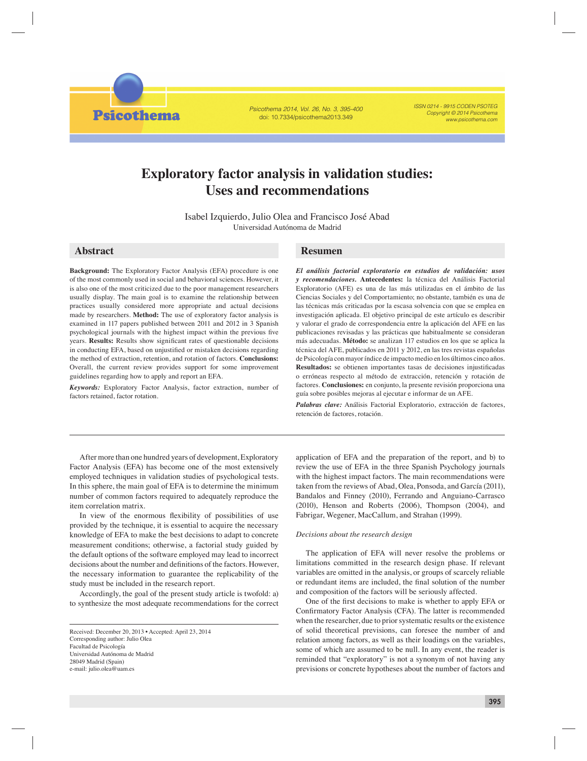# Exploratory factor analysis in validation studies: Uses and recommendations

Isabel Izquierdo, Julio Olea and Francisco José Abad
Universidad Autónoma de Madrid

## Abstract

**Background:** The Exploratory Factor Analysis (EFA) procedure is one of the most commonly used in social and behavioral sciences. However, it is also one of the most criticized due to the poor management researchers usually display. The main goal is to examine the relationship between practices usually considered more appropriate and actual decisions made by researchers. **Method:** The use of exploratory factor analysis is examined in 117 papers published between 2011 and 2012 in 3 Spanish psychological journals with the highest impact within the previous five years. **Results:** Results show significant rates of questionable decisions in conducting EFA, based on unjustified or mistaken decisions regarding the method of extraction, retention, and rotation of factors. **Conclusions:** Overall, the current review provides support for some improvement guidelines regarding how to apply and report an EFA.

***Keywords:*** Exploratory Factor Analysis, factor extraction, number of factors retained, factor rotation.

## Resumen

***El análisis factorial exploratorio en estudios de validación: usos y recomendaciones.*** **Antecedentes:** la técnica del Análisis Factorial Exploratorio (AFE) es una de las más utilizadas en las Ciencias Sociales y del Comportamiento; no obstante, también es una de las técnicas más criticadas por la escasa solvencia con que se emplea en investigación aplicada. El objetivo principal de este artículo es describir y valorar el grado de correspondencia entre la aplicación del AFE en las publicaciones revisadas y las prácticas que habitualmente se consideran más adecuadas. **Método:** se analizan 117 estudios en los que se aplica la técnica del AFE, publicados en 2011 y 2012, en las tres revistas españolas de Psicología con mayor índice de impacto medio en los últimos cinco años. **Resultados:** se obtienen importantes tasas de decisiones injustificadas o erróneas respecto al método de extracción, retención y rotación de factores. **Conclusiones:** en conjunto, la presente revisión proporciona una guía sobre posibles mejoras al ejecutar e informar de un AFE.

***Palabras clave:*** Análisis Factorial Exploratorio, extracción de factores, retención de factores, rotación.

---

After more than one hundred years of development, Exploratory Factor Analysis (EFA) has become one of the most extensively employed techniques in validation studies of psychological tests. In this sphere, the main goal of EFA is to determine the minimum number of common factors required to adequately reproduce the item correlation matrix.

In view of the enormous flexibility of possibilities of use provided by the technique, it is essential to acquire the necessary knowledge of EFA to make the best decisions to adapt to concrete measurement conditions; otherwise, a factorial study guided by the default options of the software employed may lead to incorrect decisions about the number and definitions of the factors. However, the necessary information to guarantee the replicability of the study must be included in the research report.

Accordingly, the goal of the present study article is twofold: a) to synthesize the most adequate recommendations for the correct application of EFA and the preparation of the report, and b) to review the use of EFA in the three Spanish Psychology journals with the highest impact factors. The main recommendations were taken from the reviews of Abad, Olea, Ponsoda, and García (2011), Bandalos and Finney (2010), Ferrando and Anguiano-Carrasco (2010), Henson and Roberts (2006), Thompson (2004), and Fabrigar, Wegener, MacCallum, and Strahan (1999).

*Decisions about the research design*

The application of EFA will never resolve the problems or limitations committed in the research design phase. If relevant variables are omitted in the analysis, or groups of scarcely reliable or redundant items are included, the final solution of the number and composition of the factors will be seriously affected.

One of the first decisions to make is whether to apply EFA or Confirmatory Factor Analysis (CFA). The latter is recommended when the researcher, due to prior systematic results or the existence of solid theoretical previsions, can foresee the number of and relation among factors, as well as their loadings on the variables, some of which are assumed to be null. In any event, the reader is reminded that "exploratory" is not a synonym of not having any previsions or concrete hypotheses about the number of factors and

---

Received: December 20, 2013 • Accepted: April 23, 2014
Corresponding author: Julio Olea
Facultad de Psicología
Universidad Autónoma de Madrid
28049 Madrid (Spain)
e-mail: julio.olea@uam.es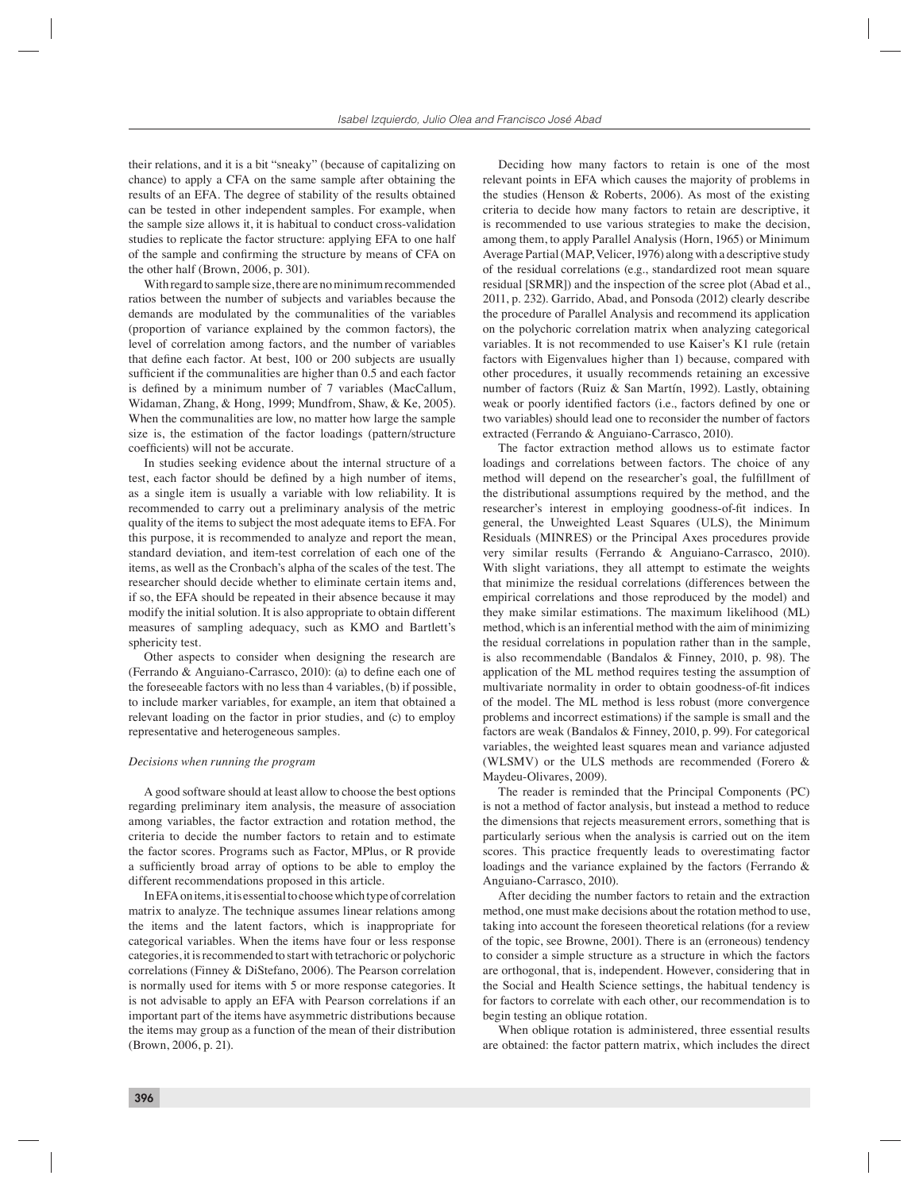their relations, and it is a bit "sneaky" (because of capitalizing on chance) to apply a CFA on the same sample after obtaining the results of an EFA. The degree of stability of the results obtained can be tested in other independent samples. For example, when the sample size allows it, it is habitual to conduct cross-validation studies to replicate the factor structure: applying EFA to one half of the sample and confirming the structure by means of CFA on the other half (Brown, 2006, p. 301).

With regard to sample size, there are no minimum recommended ratios between the number of subjects and variables because the demands are modulated by the communalities of the variables (proportion of variance explained by the common factors), the level of correlation among factors, and the number of variables that define each factor. At best, 100 or 200 subjects are usually sufficient if the communalities are higher than 0.5 and each factor is defined by a minimum number of 7 variables (MacCallum, Widaman, Zhang, & Hong, 1999; Mundfrom, Shaw, & Ke, 2005). When the communalities are low, no matter how large the sample size is, the estimation of the factor loadings (pattern/structure coefficients) will not be accurate.

In studies seeking evidence about the internal structure of a test, each factor should be defined by a high number of items, as a single item is usually a variable with low reliability. It is recommended to carry out a preliminary analysis of the metric quality of the items to subject the most adequate items to EFA. For this purpose, it is recommended to analyze and report the mean, standard deviation, and item-test correlation of each one of the items, as well as the Cronbach's alpha of the scales of the test. The researcher should decide whether to eliminate certain items and, if so, the EFA should be repeated in their absence because it may modify the initial solution. It is also appropriate to obtain different measures of sampling adequacy, such as KMO and Bartlett's sphericity test.

Other aspects to consider when designing the research are (Ferrando & Anguiano-Carrasco, 2010): (a) to define each one of the foreseeable factors with no less than 4 variables, (b) if possible, to include marker variables, for example, an item that obtained a relevant loading on the factor in prior studies, and (c) to employ representative and heterogeneous samples.

*Decisions when running the program*

A good software should at least allow to choose the best options regarding preliminary item analysis, the measure of association among variables, the factor extraction and rotation method, the criteria to decide the number factors to retain and to estimate the factor scores. Programs such as Factor, MPlus, or R provide a sufficiently broad array of options to be able to employ the different recommendations proposed in this article.

In EFA on items, it is essential to choose which type of correlation matrix to analyze. The technique assumes linear relations among the items and the latent factors, which is inappropriate for categorical variables. When the items have four or less response categories, it is recommended to start with tetrachoric or polychoric correlations (Finney & DiStefano, 2006). The Pearson correlation is normally used for items with 5 or more response categories. It is not advisable to apply an EFA with Pearson correlations if an important part of the items have asymmetric distributions because the items may group as a function of the mean of their distribution (Brown, 2006, p. 21).

Deciding how many factors to retain is one of the most relevant points in EFA which causes the majority of problems in the studies (Henson & Roberts, 2006). As most of the existing criteria to decide how many factors to retain are descriptive, it is recommended to use various strategies to make the decision, among them, to apply Parallel Analysis (Horn, 1965) or Minimum Average Partial (MAP, Velicer, 1976) along with a descriptive study of the residual correlations (e.g., standardized root mean square residual [SRMR]) and the inspection of the scree plot (Abad et al., 2011, p. 232). Garrido, Abad, and Ponsoda (2012) clearly describe the procedure of Parallel Analysis and recommend its application on the polychoric correlation matrix when analyzing categorical variables. It is not recommended to use Kaiser's K1 rule (retain factors with Eigenvalues higher than 1) because, compared with other procedures, it usually recommends retaining an excessive number of factors (Ruiz & San Martín, 1992). Lastly, obtaining weak or poorly identified factors (i.e., factors defined by one or two variables) should lead one to reconsider the number of factors extracted (Ferrando & Anguiano-Carrasco, 2010).

The factor extraction method allows us to estimate factor loadings and correlations between factors. The choice of any method will depend on the researcher's goal, the fulfillment of the distributional assumptions required by the method, and the researcher's interest in employing goodness-of-fit indices. In general, the Unweighted Least Squares (ULS), the Minimum Residuals (MINRES) or the Principal Axes procedures provide very similar results (Ferrando & Anguiano-Carrasco, 2010). With slight variations, they all attempt to estimate the weights that minimize the residual correlations (differences between the empirical correlations and those reproduced by the model) and they make similar estimations. The maximum likelihood (ML) method, which is an inferential method with the aim of minimizing the residual correlations in population rather than in the sample, is also recommendable (Bandalos & Finney, 2010, p. 98). The application of the ML method requires testing the assumption of multivariate normality in order to obtain goodness-of-fit indices of the model. The ML method is less robust (more convergence problems and incorrect estimations) if the sample is small and the factors are weak (Bandalos & Finney, 2010, p. 99). For categorical variables, the weighted least squares mean and variance adjusted (WLSMV) or the ULS methods are recommended (Forero & Maydeu-Olivares, 2009).

The reader is reminded that the Principal Components (PC) is not a method of factor analysis, but instead a method to reduce the dimensions that rejects measurement errors, something that is particularly serious when the analysis is carried out on the item scores. This practice frequently leads to overestimating factor loadings and the variance explained by the factors (Ferrando & Anguiano-Carrasco, 2010).

After deciding the number factors to retain and the extraction method, one must make decisions about the rotation method to use, taking into account the foreseen theoretical relations (for a review of the topic, see Browne, 2001). There is an (erroneous) tendency to consider a simple structure as a structure in which the factors are orthogonal, that is, independent. However, considering that in the Social and Health Science settings, the habitual tendency is for factors to correlate with each other, our recommendation is to begin testing an oblique rotation.

When oblique rotation is administered, three essential results are obtained: the factor pattern matrix, which includes the direct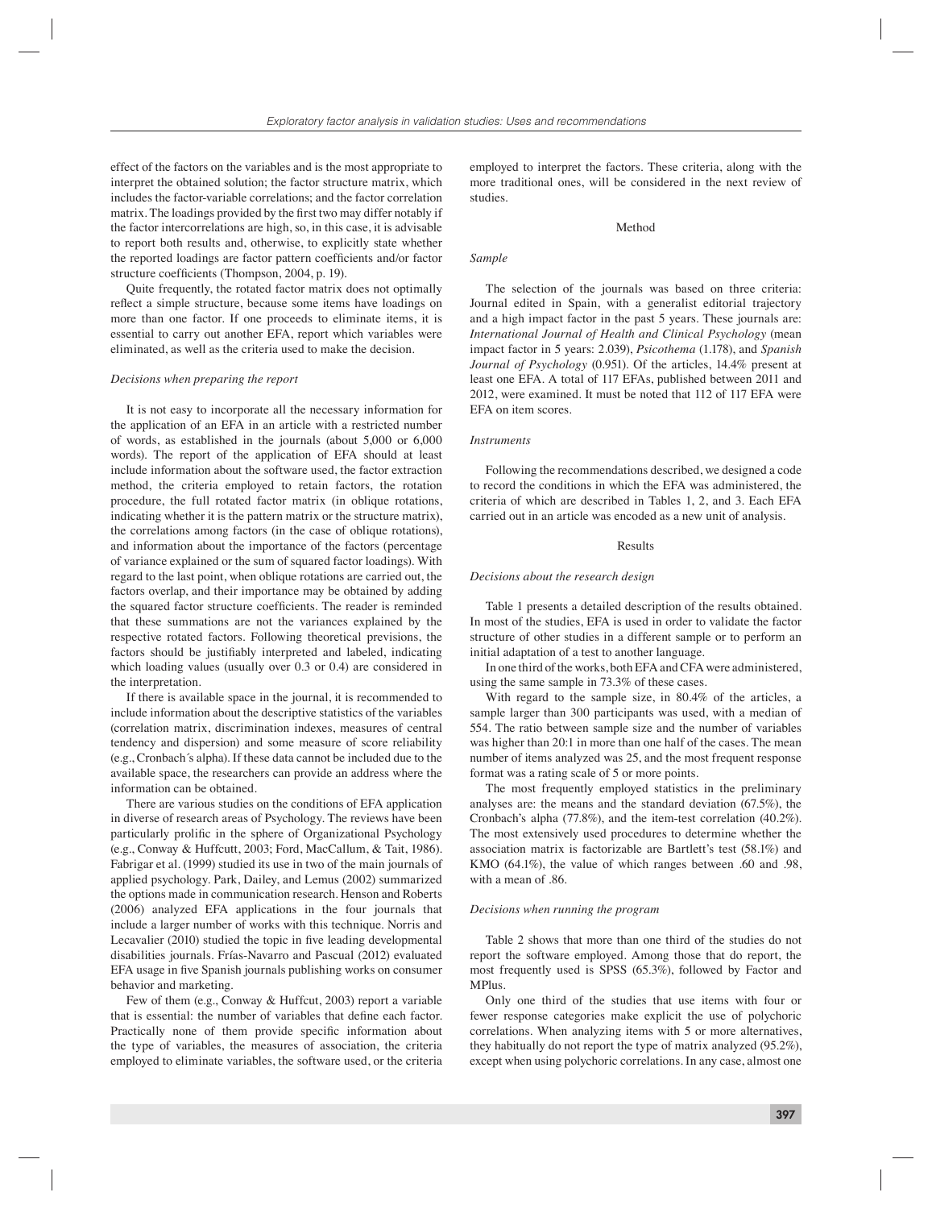effect of the factors on the variables and is the most appropriate to interpret the obtained solution; the factor structure matrix, which includes the factor-variable correlations; and the factor correlation matrix. The loadings provided by the first two may differ notably if the factor intercorrelations are high, so, in this case, it is advisable to report both results and, otherwise, to explicitly state whether the reported loadings are factor pattern coefficients and/or factor structure coefficients (Thompson, 2004, p. 19).

Quite frequently, the rotated factor matrix does not optimally reflect a simple structure, because some items have loadings on more than one factor. If one proceeds to eliminate items, it is essential to carry out another EFA, report which variables were eliminated, as well as the criteria used to make the decision.

*Decisions when preparing the report*

It is not easy to incorporate all the necessary information for the application of an EFA in an article with a restricted number of words, as established in the journals (about 5,000 or 6,000 words). The report of the application of EFA should at least include information about the software used, the factor extraction method, the criteria employed to retain factors, the rotation procedure, the full rotated factor matrix (in oblique rotations, indicating whether it is the pattern matrix or the structure matrix), the correlations among factors (in the case of oblique rotations), and information about the importance of the factors (percentage of variance explained or the sum of squared factor loadings). With regard to the last point, when oblique rotations are carried out, the factors overlap, and their importance may be obtained by adding the squared factor structure coefficients. The reader is reminded that these summations are not the variances explained by the respective rotated factors. Following theoretical previsions, the factors should be justifiably interpreted and labeled, indicating which loading values (usually over 0.3 or 0.4) are considered in the interpretation.

If there is available space in the journal, it is recommended to include information about the descriptive statistics of the variables (correlation matrix, discrimination indexes, measures of central tendency and dispersion) and some measure of score reliability (e.g., Cronbach´s alpha). If these data cannot be included due to the available space, the researchers can provide an address where the information can be obtained.

There are various studies on the conditions of EFA application in diverse of research areas of Psychology. The reviews have been particularly prolific in the sphere of Organizational Psychology (e.g., Conway & Huffcutt, 2003; Ford, MacCallum, & Tait, 1986). Fabrigar et al. (1999) studied its use in two of the main journals of applied psychology. Park, Dailey, and Lemus (2002) summarized the options made in communication research. Henson and Roberts (2006) analyzed EFA applications in the four journals that include a larger number of works with this technique. Norris and Lecavalier (2010) studied the topic in five leading developmental disabilities journals. Frías-Navarro and Pascual (2012) evaluated EFA usage in five Spanish journals publishing works on consumer behavior and marketing.

Few of them (e.g., Conway & Huffcut, 2003) report a variable that is essential: the number of variables that define each factor. Practically none of them provide specific information about the type of variables, the measures of association, the criteria employed to eliminate variables, the software used, or the criteria employed to interpret the factors. These criteria, along with the more traditional ones, will be considered in the next review of studies.

## Method

*Sample*

The selection of the journals was based on three criteria: Journal edited in Spain, with a generalist editorial trajectory and a high impact factor in the past 5 years. These journals are: *International Journal of Health and Clinical Psychology* (mean impact factor in 5 years: 2.039), *Psicothema* (1.178), and *Spanish Journal of Psychology* (0.951). Of the articles, 14.4% present at least one EFA. A total of 117 EFAs, published between 2011 and 2012, were examined. It must be noted that 112 of 117 EFA were EFA on item scores.

*Instruments*

Following the recommendations described, we designed a code to record the conditions in which the EFA was administered, the criteria of which are described in Tables 1, 2, and 3. Each EFA carried out in an article was encoded as a new unit of analysis.

## Results

*Decisions about the research design*

Table 1 presents a detailed description of the results obtained. In most of the studies, EFA is used in order to validate the factor structure of other studies in a different sample or to perform an initial adaptation of a test to another language.

In one third of the works, both EFA and CFA were administered, using the same sample in 73.3% of these cases.

With regard to the sample size, in 80.4% of the articles, a sample larger than 300 participants was used, with a median of 554. The ratio between sample size and the number of variables was higher than 20:1 in more than one half of the cases. The mean number of items analyzed was 25, and the most frequent response format was a rating scale of 5 or more points.

The most frequently employed statistics in the preliminary analyses are: the means and the standard deviation (67.5%), the Cronbach's alpha (77.8%), and the item-test correlation (40.2%). The most extensively used procedures to determine whether the association matrix is factorizable are Bartlett's test (58.1%) and KMO (64.1%), the value of which ranges between .60 and .98, with a mean of .86.

*Decisions when running the program*

Table 2 shows that more than one third of the studies do not report the software employed. Among those that do report, the most frequently used is SPSS (65.3%), followed by Factor and MPlus.

Only one third of the studies that use items with four or fewer response categories make explicit the use of polychoric correlations. When analyzing items with 5 or more alternatives, they habitually do not report the type of matrix analyzed (95.2%), except when using polychoric correlations. In any case, almost one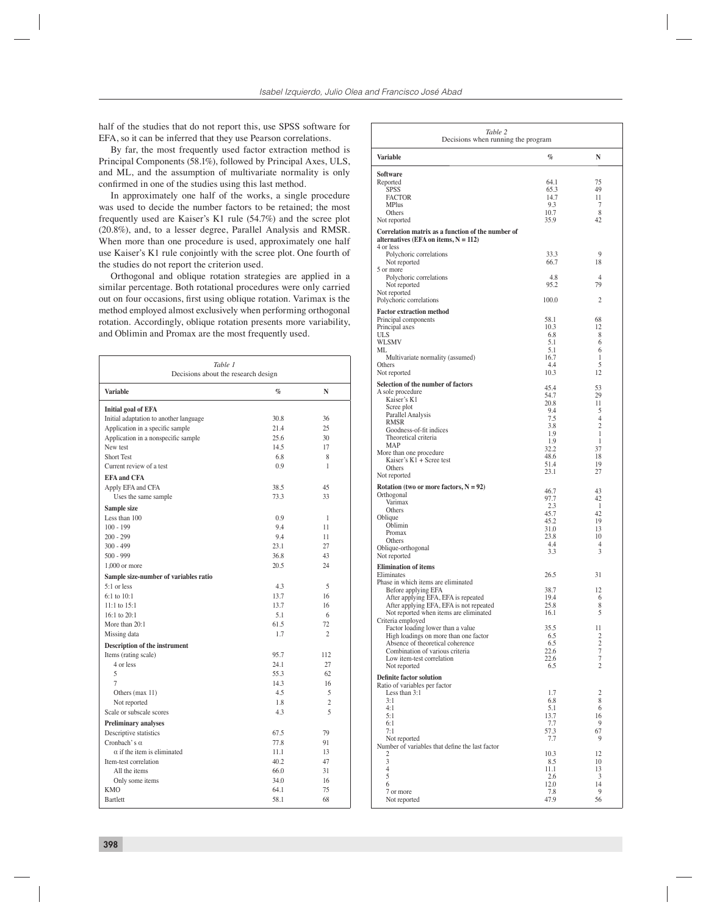half of the studies that do not report this, use SPSS software for EFA, so it can be inferred that they use Pearson correlations.

By far, the most frequently used factor extraction method is Principal Components (58.1%), followed by Principal Axes, ULS, and ML, and the assumption of multivariate normality is only confirmed in one of the studies using this last method.

In approximately one half of the works, a single procedure was used to decide the number factors to be retained; the most frequently used are Kaiser's K1 rule (54.7%) and the scree plot (20.8%), and, to a lesser degree, Parallel Analysis and RMSR. When more than one procedure is used, approximately one half use Kaiser's K1 rule conjointly with the scree plot. One fourth of the studies do not report the criterion used.

Orthogonal and oblique rotation strategies are applied in a similar percentage. Both rotational procedures were only carried out on four occasions, first using oblique rotation. Varimax is the method employed almost exclusively when performing orthogonal rotation. Accordingly, oblique rotation presents more variability, and Oblimin and Promax are the most frequently used.

*Table 1*
Decisions about the research design

| Variable | % | N |
|---|---|---|
| **Initial goal of EFA** | | |
| Initial adaptation to another language | 30.8 | 36 |
| Application in a specific sample | 21.4 | 25 |
| Application in a nonspecific sample | 25.6 | 30 |
| New test | 14.5 | 17 |
| Short Test | 6.8 | 8 |
| Current review of a test | 0.9 | 1 |
| **EFA and CFA** | | |
| Apply EFA and CFA | 38.5 | 45 |
| Uses the same sample | 73.3 | 33 |
| **Sample size** | | |
| Less than 100 | 0.9 | 1 |
| 100 - 199 | 9.4 | 11 |
| 200 - 299 | 9.4 | 11 |
| 300 - 499 | 23.1 | 27 |
| 500 - 999 | 36.8 | 43 |
| 1,000 or more | 20.5 | 24 |
| **Sample size-number of variables ratio** | | |
| 5:1 or less | 4.3 | 5 |
| 6:1 to 10:1 | 13.7 | 16 |
| 11:1 to 15:1 | 13.7 | 16 |
| 16:1 to 20:1 | 5.1 | 6 |
| More than 20:1 | 61.5 | 72 |
| Missing data | 1.7 | 2 |
| **Description of the instrument** | | |
| Items (rating scale) | 95.7 | 112 |
| 4 or less | 24.1 | 27 |
| 5 | 55.3 | 62 |
| 7 | 14.3 | 16 |
| Others (max 11) | 4.5 | 5 |
| Not reported | 1.8 | 2 |
| Scale or subscale scores | 4.3 | 5 |
| **Preliminary analyses** | | |
| Descriptive statistics | 67.5 | 79 |
| Cronbach's α | 77.8 | 91 |
| α if the item is eliminated | 11.1 | 13 |
| Item-test correlation | 40.2 | 47 |
| All the items | 66.0 | 31 |
| Only some items | 34.0 | 16 |
| KMO | 64.1 | 75 |
| Bartlett | 58.1 | 68 |

*Table 2*
Decisions when running the program

| Variable | % | N |
|---|---|---|
| **Software** | | |
| Reported | 64.1 | 75 |
| SPSS | 65.3 | 49 |
| FACTOR | 14.7 | 11 |
| MPlus | 9.3 | 7 |
| Others | 10.7 | 8 |
| Not reported | 35.9 | 42 |
| **Correlation matrix as a function of the number of alternatives (EFA on items, N = 112)** | | |
| 4 or less | | |
| Polychoric correlations | 33.3 | 9 |
| Not reported | 66.7 | 18 |
| 5 or more | | |
| Polychoric correlations | 4.8 | 4 |
| Not reported | 95.2 | 79 |
| Not reported | | |
| Polychoric correlations | 100.0 | 2 |
| **Factor extraction method** | | |
| Principal components | 58.1 | 68 |
| Principal axes | 10.3 | 12 |
| ULS | 6.8 | 8 |
| WLSMV | 5.1 | 6 |
| ML | 5.1 | 6 |
| Multivariate normality (assumed) | 16.7 | 1 |
| Others | 4.4 | 5 |
| Not reported | 10.3 | 12 |
| **Selection of the number of factors** | | |
| A sole procedure | 45.4 | 53 |
| Kaiser's K1 | 54.7 | 29 |
| Scree plot | 20.8 | 11 |
| Parallel Analysis | 9.4 | 5 |
| RMSR | 7.5 | 4 |
| Goodness-of-fit indices | 3.8 | 2 |
| Theoretical criteria | 1.9 | 1 |
| MAP | 1.9 | 1 |
| More than one procedure | 32.2 | 37 |
| Kaiser's K1 + Scree test | 48.6 | 18 |
| Others | 51.4 | 19 |
| Not reported | 23.1 | 27 |
| **Rotation (two or more factors, N = 92)** | | |
| Orthogonal | 46.7 | 43 |
| Varimax | 97.7 | 42 |
| Others | 2.3 | 1 |
| Oblique | 45.7 | 42 |
| Oblimin | 45.2 | 19 |
| Promax | 31.0 | 13 |
| Others | 23.8 | 10 |
| Oblique-orthogonal | 4.4 | 4 |
| Not reported | 3.3 | 3 |
| **Elimination of items** | | |
| Eliminates | 26.5 | 31 |
| Phase in which items are eliminated | | |
| Before applying EFA | 38.7 | 12 |
| After applying EFA, EFA is repeated | 19.4 | 6 |
| After applying EFA, EFA is not repeated | 25.8 | 8 |
| Not reported when items are eliminated | 16.1 | 5 |
| Criteria employed | | |
| Factor loading lower than a value | 35.5 | 11 |
| High loadings on more than one factor | 6.5 | 2 |
| Absence of theoretical coherence | 6.5 | 2 |
| Combination of various criteria | 22.6 | 7 |
| Low item-test correlation | 22.6 | 7 |
| Not reported | 6.5 | 2 |
| **Definite factor solution** | | |
| Ratio of variables per factor | | |
| Less than 3:1 | 1.7 | 2 |
| 3:1 | 6.8 | 8 |
| 4:1 | 5.1 | 6 |
| 5:1 | 13.7 | 16 |
| 6:1 | 7.7 | 9 |
| 7:1 | 57.3 | 67 |
| Not reported | 7.7 | 9 |
| Number of variables that define the last factor | | |
| 2 | 10.3 | 12 |
| 3 | 8.5 | 10 |
| 4 | 11.1 | 13 |
| 5 | 2.6 | 3 |
| 6 | 12.0 | 14 |
| 7 or more | 7.8 | 9 |
| Not reported | 47.9 | 56 |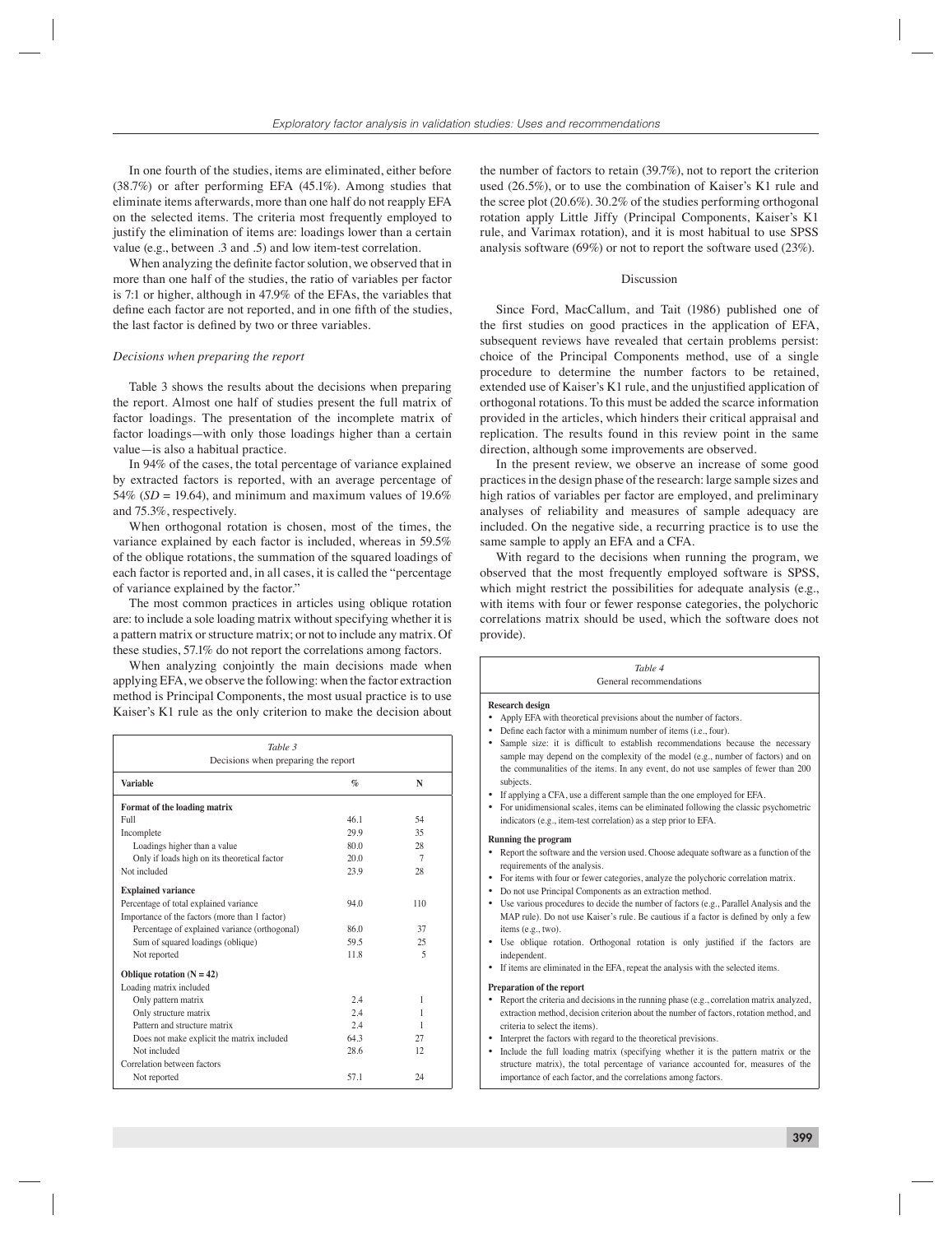In one fourth of the studies, items are eliminated, either before (38.7%) or after performing EFA (45.1%). Among studies that eliminate items afterwards, more than one half do not reapply EFA on the selected items. The criteria most frequently employed to justify the elimination of items are: loadings lower than a certain value (e.g., between .3 and .5) and low item-test correlation.

When analyzing the definite factor solution, we observed that in more than one half of the studies, the ratio of variables per factor is 7:1 or higher, although in 47.9% of the EFAs, the variables that define each factor are not reported, and in one fifth of the studies, the last factor is defined by two or three variables.

### *Decisions when preparing the report*

Table 3 shows the results about the decisions when preparing the report. Almost one half of studies present the full matrix of factor loadings. The presentation of the incomplete matrix of factor loadings—with only those loadings higher than a certain value—is also a habitual practice.

In 94% of the cases, the total percentage of variance explained by extracted factors is reported, with an average percentage of 54% (*SD* = 19.64), and minimum and maximum values of 19.6% and 75.3%, respectively.

When orthogonal rotation is chosen, most of the times, the variance explained by each factor is included, whereas in 59.5% of the oblique rotations, the summation of the squared loadings of each factor is reported and, in all cases, it is called the "percentage of variance explained by the factor."

The most common practices in articles using oblique rotation are: to include a sole loading matrix without specifying whether it is a pattern matrix or structure matrix; or not to include any matrix. Of these studies, 57.1% do not report the correlations among factors.

When analyzing conjointly the main decisions made when applying EFA, we observe the following: when the factor extraction method is Principal Components, the most usual practice is to use Kaiser's K1 rule as the only criterion to make the decision about the number of factors to retain (39.7%), not to report the criterion used (26.5%), or to use the combination of Kaiser's K1 rule and the scree plot (20.6%). 30.2% of the studies performing orthogonal rotation apply Little Jiffy (Principal Components, Kaiser's K1 rule, and Varimax rotation), and it is most habitual to use SPSS analysis software (69%) or not to report the software used (23%).

*Table 3*
Decisions when preparing the report

| Variable | % | N |
|---|---|---|
| **Format of the loading matrix** | | |
| Full | 46.1 | 54 |
| Incomplete | 29.9 | 35 |
| Loadings higher than a value | 80.0 | 28 |
| Only if loads high on its theoretical factor | 20.0 | 7 |
| Not included | 23.9 | 28 |
| **Explained variance** | | |
| Percentage of total explained variance | 94.0 | 110 |
| Importance of the factors (more than 1 factor) | | |
| Percentage of explained variance (orthogonal) | 86.0 | 37 |
| Sum of squared loadings (oblique) | 59.5 | 25 |
| Not reported | 11.8 | 5 |
| **Oblique rotation (N = 42)** | | |
| Loading matrix included | | |
| Only pattern matrix | 2.4 | 1 |
| Only structure matrix | 2.4 | 1 |
| Pattern and structure matrix | 2.4 | 1 |
| Does not make explicit the matrix included | 64.3 | 27 |
| Not included | 28.6 | 12 |
| Correlation between factors | | |
| Not reported | 57.1 | 24 |

## Discussion

Since Ford, MacCallum, and Tait (1986) published one of the first studies on good practices in the application of EFA, subsequent reviews have revealed that certain problems persist: choice of the Principal Components method, use of a single procedure to determine the number factors to be retained, extended use of Kaiser's K1 rule, and the unjustified application of orthogonal rotations. To this must be added the scarce information provided in the articles, which hinders their critical appraisal and replication. The results found in this review point in the same direction, although some improvements are observed.

In the present review, we observe an increase of some good practices in the design phase of the research: large sample sizes and high ratios of variables per factor are employed, and preliminary analyses of reliability and measures of sample adequacy are included. On the negative side, a recurring practice is to use the same sample to apply an EFA and a CFA.

With regard to the decisions when running the program, we observed that the most frequently employed software is SPSS, which might restrict the possibilities for adequate analysis (e.g., with items with four or fewer response categories, the polychoric correlations matrix should be used, which the software does not provide).

*Table 4*
General recommendations

**Research design**
- Apply EFA with theoretical previsions about the number of factors.
- Define each factor with a minimum number of items (i.e., four).
- Sample size: it is difficult to establish recommendations because the necessary sample may depend on the complexity of the model (e.g., number of factors) and on the communalities of the items. In any event, do not use samples of fewer than 200 subjects.
- If applying a CFA, use a different sample than the one employed for EFA.
- For unidimensional scales, items can be eliminated following the classic psychometric indicators (e.g., item-test correlation) as a step prior to EFA.

**Running the program**
- Report the software and the version used. Choose adequate software as a function of the requirements of the analysis.
- For items with four or fewer categories, analyze the polychoric correlation matrix.
- Do not use Principal Components as an extraction method.
- Use various procedures to decide the number of factors (e.g., Parallel Analysis and the MAP rule). Do not use Kaiser's rule. Be cautious if a factor is defined by only a few items (e.g., two).
- Use oblique rotation. Orthogonal rotation is only justified if the factors are independent.
- If items are eliminated in the EFA, repeat the analysis with the selected items.

**Preparation of the report**
- Report the criteria and decisions in the running phase (e.g., correlation matrix analyzed, extraction method, decision criterion about the number of factors, rotation method, and criteria to select the items).
- Interpret the factors with regard to the theoretical previsions.
- Include the full loading matrix (specifying whether it is the pattern matrix or the structure matrix), the total percentage of variance accounted for, measures of the importance of each factor, and the correlations among factors.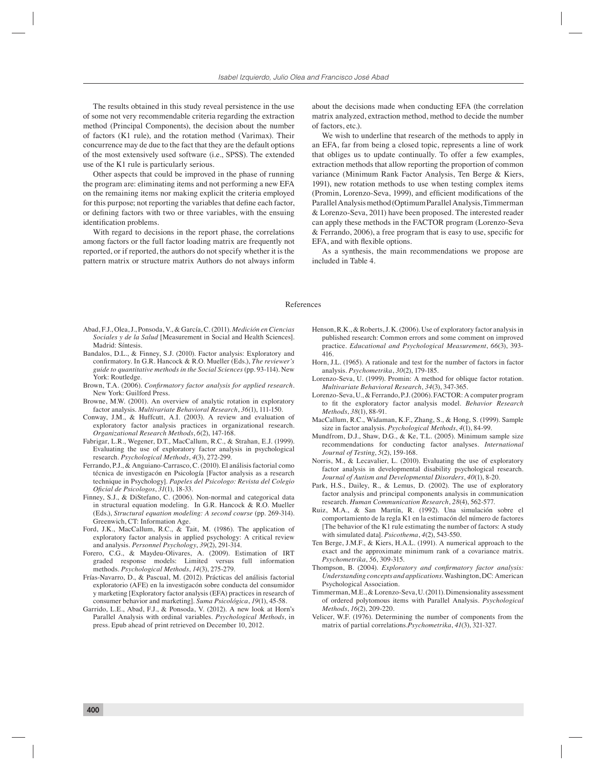The results obtained in this study reveal persistence in the use of some not very recommendable criteria regarding the extraction method (Principal Components), the decision about the number of factors (K1 rule), and the rotation method (Varimax). Their concurrence may de due to the fact that they are the default options of the most extensively used software (i.e., SPSS). The extended use of the K1 rule is particularly serious.

Other aspects that could be improved in the phase of running the program are: eliminating items and not performing a new EFA on the remaining items nor making explicit the criteria employed for this purpose; not reporting the variables that define each factor, or defining factors with two or three variables, with the ensuing identification problems.

With regard to decisions in the report phase, the correlations among factors or the full factor loading matrix are frequently not reported, or if reported, the authors do not specify whether it is the pattern matrix or structure matrix Authors do not always inform about the decisions made when conducting EFA (the correlation matrix analyzed, extraction method, method to decide the number of factors, etc.).

We wish to underline that research of the methods to apply in an EFA, far from being a closed topic, represents a line of work that obliges us to update continually. To offer a few examples, extraction methods that allow reporting the proportion of common variance (Minimum Rank Factor Analysis, Ten Berge & Kiers, 1991), new rotation methods to use when testing complex items (Promin, Lorenzo-Seva, 1999), and efficient modifications of the Parallel Analysis method (Optimum Parallel Analysis, Timmerman & Lorenzo-Seva, 2011) have been proposed. The interested reader can apply these methods in the FACTOR program (Lorenzo-Seva & Ferrando, 2006), a free program that is easy to use, specific for EFA, and with flexible options.

As a synthesis, the main recommendations we propose are included in Table 4.

## References

Abad, F.J., Olea, J., Ponsoda, V., & García, C. (2011). *Medición en Ciencias Sociales y de la Salud* [Measurement in Social and Health Sciences]. Madrid: Síntesis.

Bandalos, D.L., & Finney, S.J. (2010). Factor analysis: Exploratory and confirmatory. In G.R. Hancock & R.O. Mueller (Eds.), *The reviewer's guide to quantitative methods in the Social Sciences* (pp. 93-114). New York: Routledge.

Brown, T.A. (2006). *Confirmatory factor analysis for applied research*. New York: Guilford Press.

Browne, M.W. (2001). An overview of analytic rotation in exploratory factor analysis. *Multivariate Behavioral Research*, *36*(1), 111-150.

Conway, J.M., & Huffcutt, A.I. (2003). A review and evaluation of exploratory factor analysis practices in organizational research. *Organizational Research Methods*, *6*(2), 147-168.

Fabrigar, L.R., Wegener, D.T., MacCallum, R.C., & Strahan, E.J. (1999). Evaluating the use of exploratory factor analysis in psychological research. *Psychological Methods*, *4*(3), 272-299.

Ferrando, P.J., & Anguiano-Carrasco, C. (2010). El análisis factorial como técnica de investigacón en Psicología [Factor analysis as a research technique in Psychology]. *Papeles del Psicologo: Revista del Colegio Oficial de Psicologos*, *31*(1), 18-33.

Finney, S.J., & DiStefano, C. (2006). Non-normal and categorical data in structural equation modeling. In G.R. Hancock & R.O. Mueller (Eds.), *Structural equation modeling: A second course* (pp. 269-314). Greenwich, CT: Information Age.

Ford, J.K., MacCallum, R.C., & Tait, M. (1986). The application of exploratory factor analysis in applied psychology: A critical review and analysis. *Personnel Psychology*, *39*(2), 291-314.

Forero, C.G., & Maydeu-Olivares, A. (2009). Estimation of IRT graded response models: Limited versus full information methods. *Psychological Methods*, *14*(3), 275-279.

Frías-Navarro, D., & Pascual, M. (2012). Prácticas del análisis factorial exploratorio (AFE) en la investigación sobre conducta del consumidor y marketing [Exploratory factor analysis (EFA) practices in research of consumer behavior and marketing]. *Suma Psicológica*, *19*(1), 45-58.

Garrido, L.E., Abad, F.J., & Ponsoda, V. (2012). A new look at Horn's Parallel Analysis with ordinal variables. *Psychological Methods*, in press. Epub ahead of print retrieved on December 10, 2012.

Henson, R.K., & Roberts, J. K. (2006). Use of exploratory factor analysis in published research: Common errors and some comment on improved practice. *Educational and Psychological Measurement*, *66*(3), 393-416.

Horn, J.L. (1965). A rationale and test for the number of factors in factor analysis. *Psychometrika*, *30*(2), 179-185.

Lorenzo-Seva, U. (1999). Promin: A method for oblique factor rotation. *Multivariate Behavioral Research*, *34*(3), 347-365.

Lorenzo-Seva, U., & Ferrando, P.J. (2006). FACTOR: A computer program to fit the exploratory factor analysis model. *Behavior Research Methods*, *38*(1), 88-91.

MacCallum, R.C., Widaman, K.F., Zhang, S., & Hong, S. (1999). Sample size in factor analysis. *Psychological Methods*, *4*(1), 84-99.

Mundfrom, D.J., Shaw, D.G., & Ke, T.L. (2005). Minimum sample size recommendations for conducting factor analyses. *International Journal of Testing*, *5*(2), 159-168.

Norris, M., & Lecavalier, L. (2010). Evaluating the use of exploratory factor analysis in developmental disability psychological research. *Journal of Autism and Developmental Disorders*, *40*(1), 8-20.

Park, H.S., Dailey, R., & Lemus, D. (2002). The use of exploratory factor analysis and principal components analysis in communication research. *Human Communication Research*, *28*(4), 562-577.

Ruiz, M.A., & San Martín, R. (1992). Una simulación sobre el comportamiento de la regla K1 en la estimacón del número de factores [The behavior of the K1 rule estimating the number of factors: A study with simulated data]. *Psicothema*, *4*(2), 543-550.

Ten Berge, J.M.F., & Kiers, H.A.L. (1991). A numerical approach to the exact and the approximate minimum rank of a covariance matrix. *Psychometrika*, *56*, 309-315.

Thompson, B. (2004). *Exploratory and confirmatory factor analysis: Understanding concepts and applications*. Washington, DC: American Psychological Association.

Timmerman, M.E., & Lorenzo-Seva, U. (2011). Dimensionality assessment of ordered polytomous items with Parallel Analysis. *Psychological Methods*, *16*(2), 209-220.

Velicer, W.F. (1976). Determining the number of components from the matrix of partial correlations.*Psychometrika*, *41*(3), 321-327.